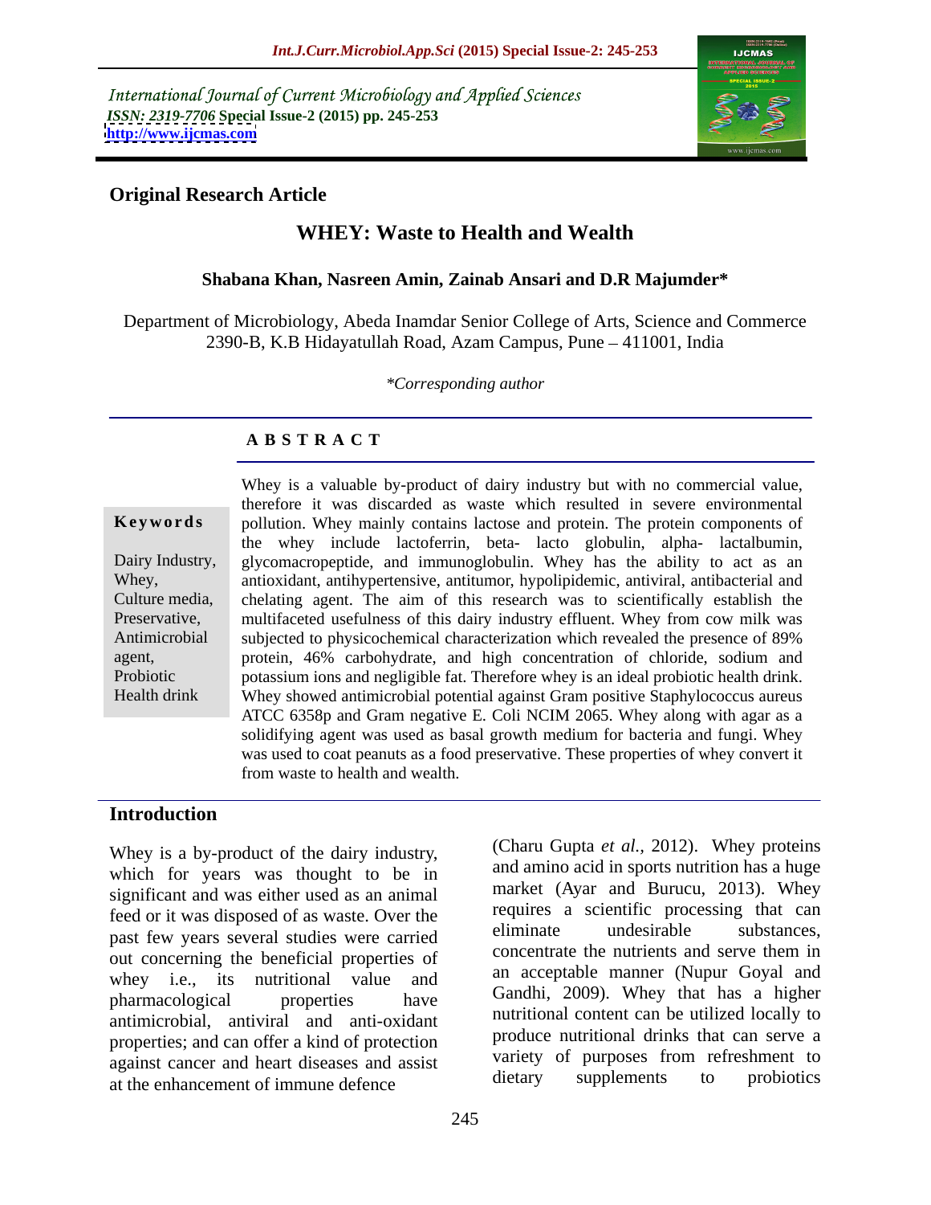International Journal of Current Microbiology and Applied Sciences
*ISSN: 2319-7706* **Special Issue-2 (2015) pp. 245-253**
**http://www.ijcmas.com**

**Original Research Article**

# WHEY: Waste to Health and Wealth

**Shabana Khan, Nasreen Amin, Zainab Ansari and D.R Majumder***

Department of Microbiology, Abeda Inamdar Senior College of Arts, Science and Commerce 2390-B, K.B Hidayatullah Road, Azam Campus, Pune – 411001, India

*\*Corresponding author*

## ABSTRACT

**Keywords**

Dairy Industry, Whey, Culture media, Preservative, Antimicrobial agent, Probiotic Health drink

Whey is a valuable by-product of dairy industry but with no commercial value, therefore it was discarded as waste which resulted in severe environmental pollution. Whey mainly contains lactose and protein. The protein components of the whey include lactoferrin, beta- lacto globulin, alpha- lactalbumin, glycomacropeptide, and immunoglobulin. Whey has the ability to act as an antioxidant, antihypertensive, antitumor, hypolipidemic, antiviral, antibacterial and chelating agent. The aim of this research was to scientifically establish the multifaceted usefulness of this dairy industry effluent. Whey from cow milk was subjected to physicochemical characterization which revealed the presence of 89% protein, 46% carbohydrate, and high concentration of chloride, sodium and potassium ions and negligible fat. Therefore whey is an ideal probiotic health drink. Whey showed antimicrobial potential against Gram positive Staphylococcus aureus ATCC 6358p and Gram negative E. Coli NCIM 2065. Whey along with agar as a solidifying agent was used as basal growth medium for bacteria and fungi. Whey was used to coat peanuts as a food preservative. These properties of whey convert it from waste to health and wealth.

## Introduction

Whey is a by-product of the dairy industry, which for years was thought to be in significant and was either used as an animal feed or it was disposed of as waste. Over the past few years several studies were carried out concerning the beneficial properties of whey i.e., its nutritional value and pharmacological properties have antimicrobial, antiviral and anti-oxidant properties; and can offer a kind of protection against cancer and heart diseases and assist at the enhancement of immune defence (Charu Gupta *et al.*, 2012). Whey proteins and amino acid in sports nutrition has a huge market (Ayar and Burucu, 2013). Whey requires a scientific processing that can eliminate undesirable substances, concentrate the nutrients and serve them in an acceptable manner (Nupur Goyal and Gandhi, 2009). Whey that has a higher nutritional content can be utilized locally to produce nutritional drinks that can serve a variety of purposes from refreshment to dietary supplements to probiotics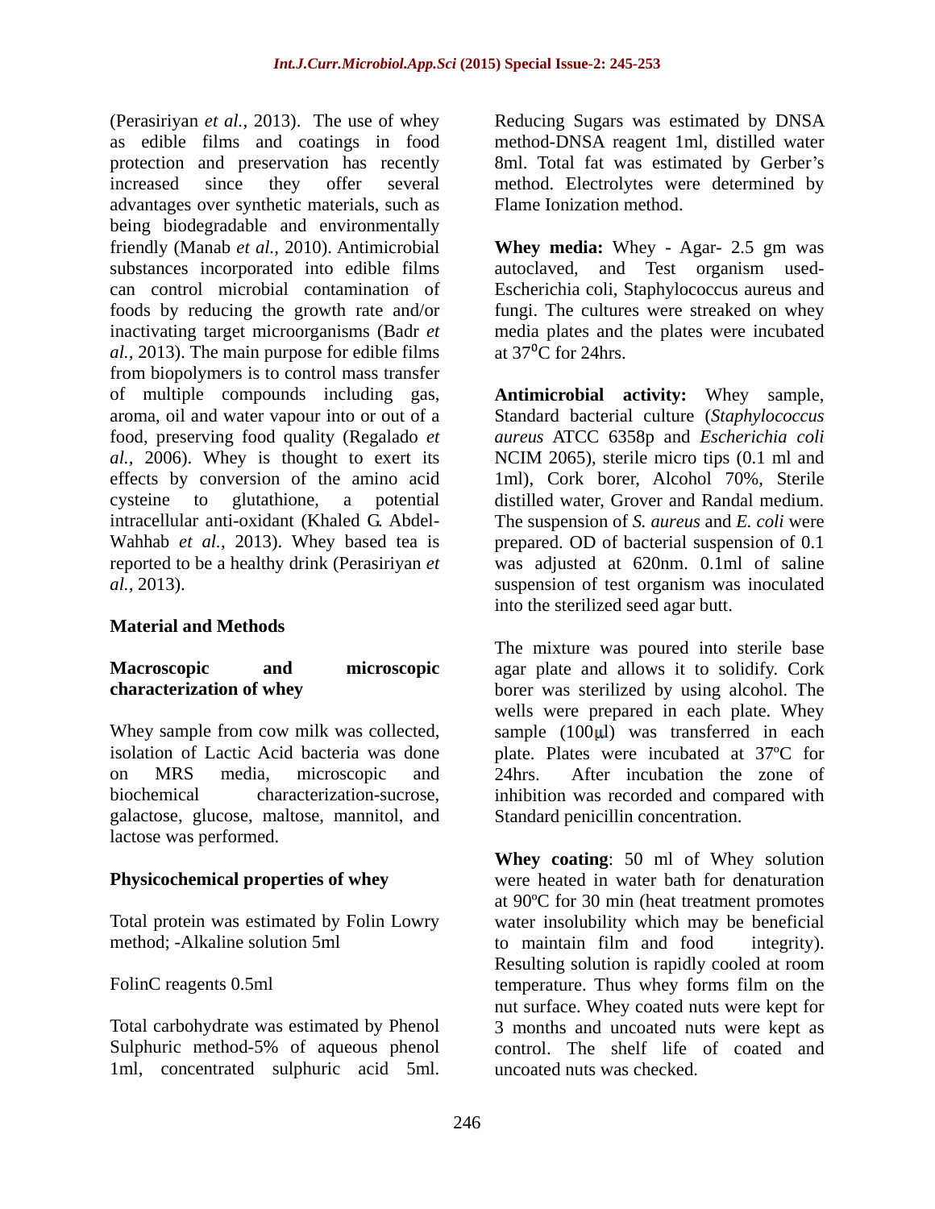(Perasiriyan *et al.,* 2013). The use of whey as edible films and coatings in food protection and preservation has recently increased since they offer several advantages over synthetic materials, such as being biodegradable and environmentally friendly (Manab *et al.,* 2010). Antimicrobial substances incorporated into edible films can control microbial contamination of foods by reducing the growth rate and/or inactivating target microorganisms (Badr *et al.,* 2013). The main purpose for edible films from biopolymers is to control mass transfer of multiple compounds including gas, aroma, oil and water vapour into or out of a food, preserving food quality (Regalado *et al.,* 2006). Whey is thought to exert its effects by conversion of the amino acid cysteine to glutathione, a potential intracellular anti-oxidant (Khaled G. Abdel-Wahhab *et al.,* 2013). Whey based tea is reported to be a healthy drink (Perasiriyan *et al.,* 2013).

## Material and Methods

### Macroscopic and microscopic characterization of whey

Whey sample from cow milk was collected, isolation of Lactic Acid bacteria was done on MRS media, microscopic and biochemical characterization-sucrose, galactose, glucose, maltose, mannitol, and lactose was performed.

### Physicochemical properties of whey

Total protein was estimated by Folin Lowry method; -Alkaline solution 5ml

FolinC reagents 0.5ml

Total carbohydrate was estimated by Phenol Sulphuric method-5% of aqueous phenol 1ml, concentrated sulphuric acid 5ml. Reducing Sugars was estimated by DNSA method-DNSA reagent 1ml, distilled water 8ml. Total fat was estimated by Gerber's method. Electrolytes were determined by Flame Ionization method.

**Whey media:** Whey - Agar- 2.5 gm was autoclaved, and Test organism used-Escherichia coli, Staphylococcus aureus and fungi. The cultures were streaked on whey media plates and the plates were incubated at $37^0$C for 24hrs.

**Antimicrobial activity:** Whey sample, Standard bacterial culture (*Staphylococcus aureus* ATCC 6358p and *Escherichia coli* NCIM 2065), sterile micro tips (0.1 ml and 1ml), Cork borer, Alcohol 70%, Sterile distilled water, Grover and Randal medium. The suspension of *S. aureus* and *E. coli* were prepared. OD of bacterial suspension of 0.1 was adjusted at 620nm. 0.1ml of saline suspension of test organism was inoculated into the sterilized seed agar butt.

The mixture was poured into sterile base agar plate and allows it to solidify. Cork borer was sterilized by using alcohol. The wells were prepared in each plate. Whey sample (100µl) was transferred in each plate. Plates were incubated at 37ºC for 24hrs. After incubation the zone of inhibition was recorded and compared with Standard penicillin concentration.

**Whey coating**: 50 ml of Whey solution were heated in water bath for denaturation at 90ºC for 30 min (heat treatment promotes water insolubility which may be beneficial to maintain film and food integrity). Resulting solution is rapidly cooled at room temperature. Thus whey forms film on the nut surface. Whey coated nuts were kept for 3 months and uncoated nuts were kept as control. The shelf life of coated and uncoated nuts was checked.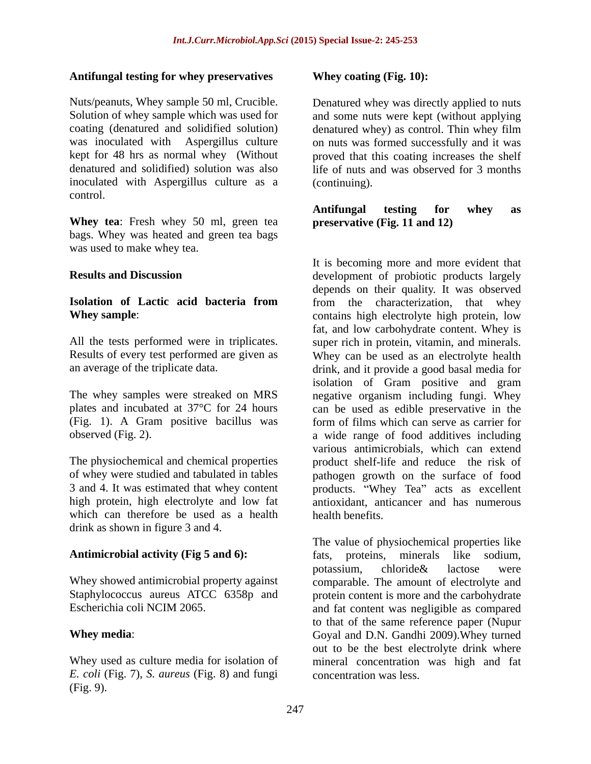**Antifungal testing for whey preservatives**

Nuts/peanuts, Whey sample 50 ml, Crucible. Solution of whey sample which was used for coating (denatured and solidified solution) was inoculated with Aspergillus culture kept for 48 hrs as normal whey (Without denatured and solidified) solution was also inoculated with Aspergillus culture as a control.

**Whey tea**: Fresh whey 50 ml, green tea bags. Whey was heated and green tea bags was used to make whey tea.

## Results and Discussion

**Isolation of Lactic acid bacteria from Whey sample**:

All the tests performed were in triplicates. Results of every test performed are given as an average of the triplicate data.

The whey samples were streaked on MRS plates and incubated at 37°C for 24 hours (Fig. 1). A Gram positive bacillus was observed (Fig. 2).

The physiochemical and chemical properties of whey were studied and tabulated in tables 3 and 4. It was estimated that whey content high protein, high electrolyte and low fat which can therefore be used as a health drink as shown in figure 3 and 4.

**Antimicrobial activity (Fig 5 and 6):**

Whey showed antimicrobial property against Staphylococcus aureus ATCC 6358p and Escherichia coli NCIM 2065.

**Whey media**:

Whey used as culture media for isolation of *E. coli* (Fig. 7), *S. aureus* (Fig. 8) and fungi (Fig. 9).

**Whey coating (Fig. 10):**

Denatured whey was directly applied to nuts and some nuts were kept (without applying denatured whey) as control. Thin whey film on nuts was formed successfully and it was proved that this coating increases the shelf life of nuts and was observed for 3 months (continuing).

**Antifungal testing for whey as preservative (Fig. 11 and 12)**

It is becoming more and more evident that development of probiotic products largely depends on their quality. It was observed from the characterization, that whey contains high electrolyte high protein, low fat, and low carbohydrate content. Whey is super rich in protein, vitamin, and minerals. Whey can be used as an electrolyte health drink, and it provide a good basal media for isolation of Gram positive and gram negative organism including fungi. Whey can be used as edible preservative in the form of films which can serve as carrier for a wide range of food additives including various antimicrobials, which can extend product shelf-life and reduce the risk of pathogen growth on the surface of food products. "Whey Tea" acts as excellent antioxidant, anticancer and has numerous health benefits.

The value of physiochemical properties like fats, proteins, minerals like sodium, potassium, chloride& lactose were comparable. The amount of electrolyte and protein content is more and the carbohydrate and fat content was negligible as compared to that of the same reference paper (Nupur Goyal and D.N. Gandhi 2009).Whey turned out to be the best electrolyte drink where mineral concentration was high and fat concentration was less.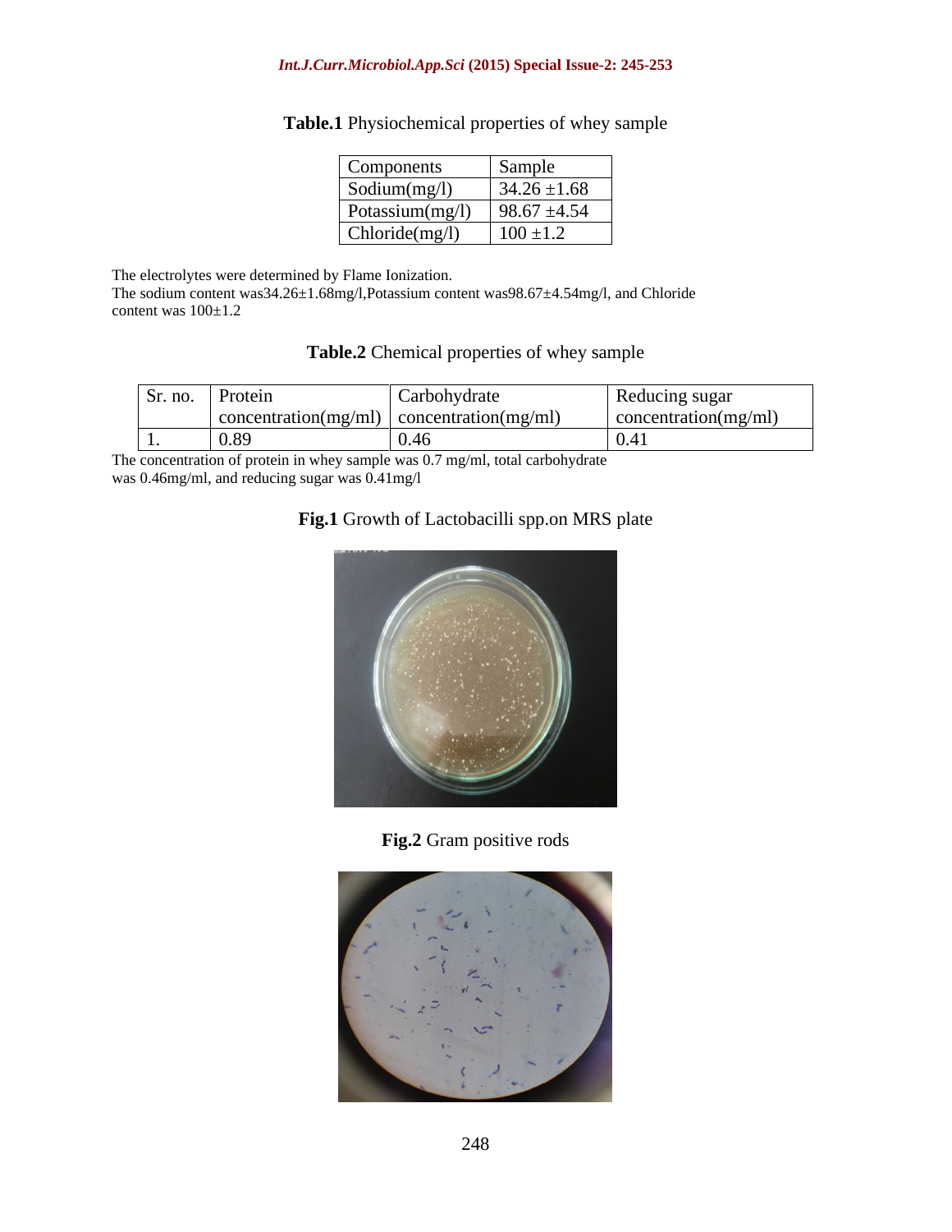**Table.1** Physiochemical properties of whey sample

| Components | Sample |
|---|---|
| Sodium(mg/l) | 34.26 ±1.68 |
| Potassium(mg/l) | 98.67 ±4.54 |
| Chloride(mg/l) | 100 ±1.2 |

The electrolytes were determined by Flame Ionization.
The sodium content was34.26±1.68mg/l,Potassium content was98.67±4.54mg/l, and Chloride content was 100±1.2

**Table.2** Chemical properties of whey sample

| Sr. no. | Protein concentration(mg/ml) | Carbohydrate concentration(mg/ml) | Reducing sugar concentration(mg/ml) |
|---|---|---|---|
| 1. | 0.89 | 0.46 | 0.41 |

The concentration of protein in whey sample was 0.7 mg/ml, total carbohydrate was 0.46mg/ml, and reducing sugar was 0.41mg/l

**Fig.1** Growth of Lactobacilli spp.on MRS plate

**Fig.2** Gram positive rods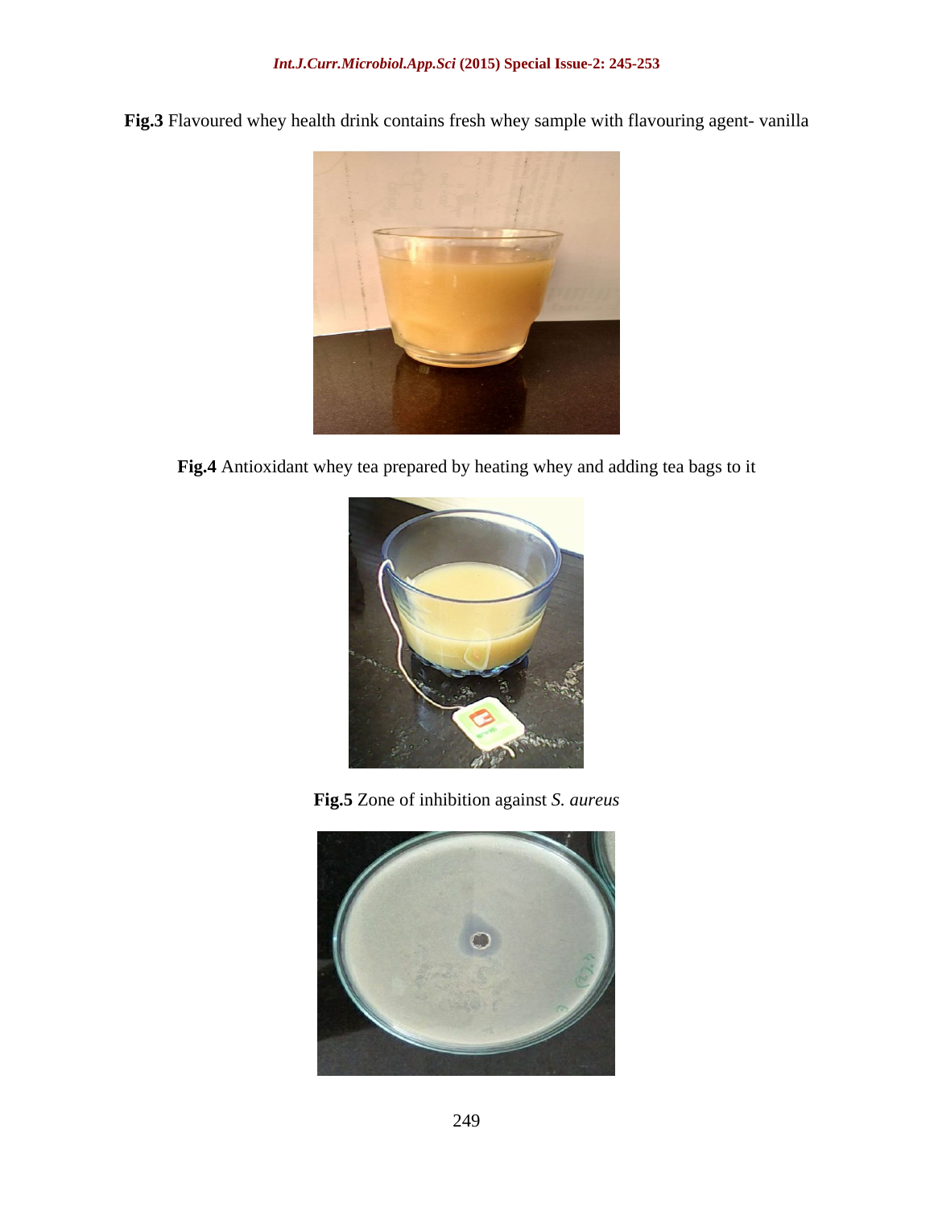**Fig.3** Flavoured whey health drink contains fresh whey sample with flavouring agent- vanilla

**Fig.4** Antioxidant whey tea prepared by heating whey and adding tea bags to it

**Fig.5** Zone of inhibition against *S. aureus*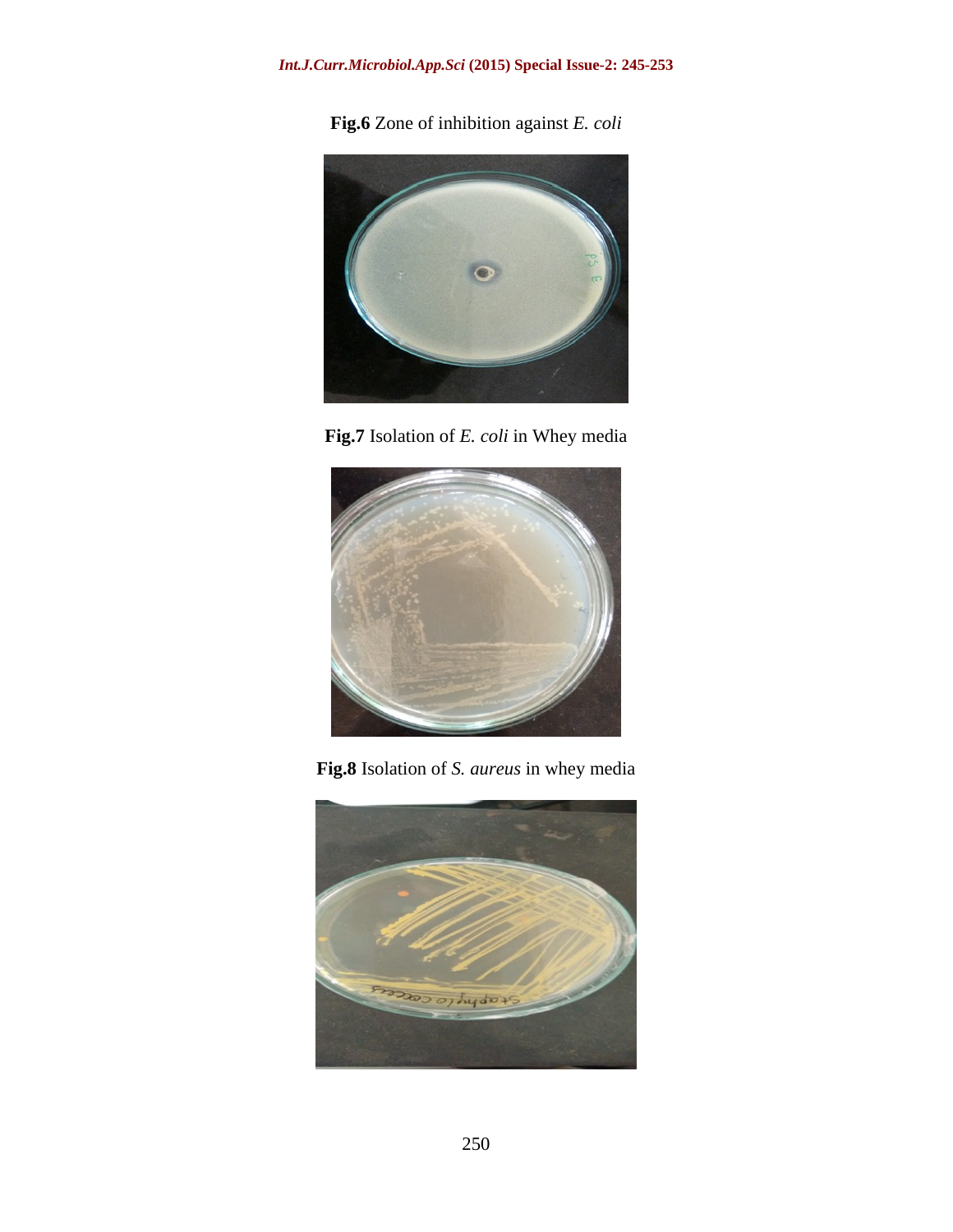**Fig.6** Zone of inhibition against *E. coli*

**Fig.7** Isolation of *E. coli* in Whey media

**Fig.8** Isolation of *S. aureus* in whey media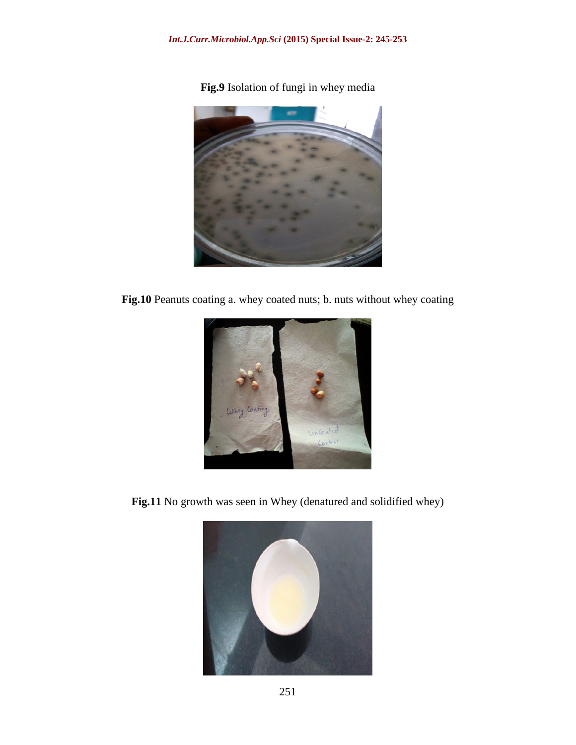**Fig.9** Isolation of fungi in whey media

**Fig.10** Peanuts coating a. whey coated nuts; b. nuts without whey coating

**Fig.11** No growth was seen in Whey (denatured and solidified whey)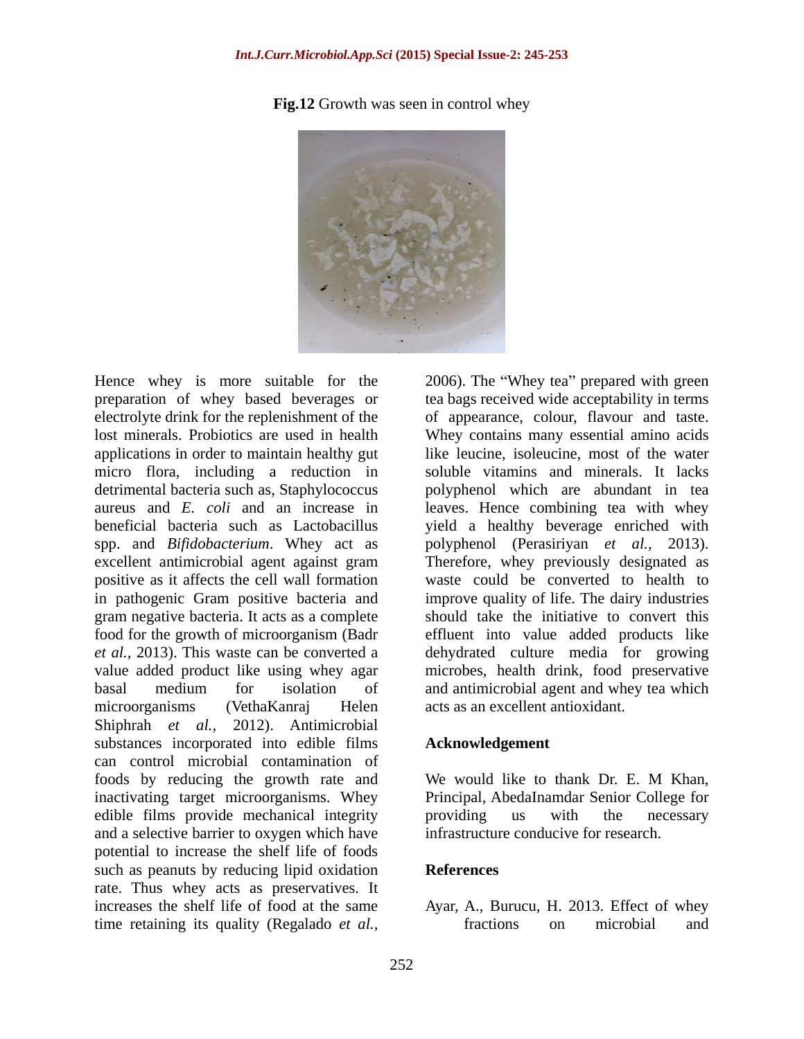**Fig.12** Growth was seen in control whey

Hence whey is more suitable for the preparation of whey based beverages or electrolyte drink for the replenishment of the lost minerals. Probiotics are used in health applications in order to maintain healthy gut micro flora, including a reduction in detrimental bacteria such as, Staphylococcus aureus and *E. coli* and an increase in beneficial bacteria such as Lactobacillus spp. and *Bifidobacterium*. Whey act as excellent antimicrobial agent against gram positive as it affects the cell wall formation in pathogenic Gram positive bacteria and gram negative bacteria. It acts as a complete food for the growth of microorganism (Badr *et al.*, 2013). This waste can be converted a value added product like using whey agar basal medium for isolation of microorganisms (VethaKanraj Helen Shiphrah *et al.*, 2012). Antimicrobial substances incorporated into edible films can control microbial contamination of foods by reducing the growth rate and inactivating target microorganisms. Whey edible films provide mechanical integrity and a selective barrier to oxygen which have potential to increase the shelf life of foods such as peanuts by reducing lipid oxidation rate. Thus whey acts as preservatives. It increases the shelf life of food at the same time retaining its quality (Regalado *et al.*, 2006). The "Whey tea" prepared with green tea bags received wide acceptability in terms of appearance, colour, flavour and taste. Whey contains many essential amino acids like leucine, isoleucine, most of the water soluble vitamins and minerals. It lacks polyphenol which are abundant in tea leaves. Hence combining tea with whey yield a healthy beverage enriched with polyphenol (Perasiriyan *et al.*, 2013). Therefore, whey previously designated as waste could be converted to health to improve quality of life. The dairy industries should take the initiative to convert this effluent into value added products like dehydrated culture media for growing microbes, health drink, food preservative and antimicrobial agent and whey tea which acts as an excellent antioxidant.

## Acknowledgement

We would like to thank Dr. E. M Khan, Principal, AbedaInamdar Senior College for providing us with the necessary infrastructure conducive for research.

## References

Ayar, A., Burucu, H. 2013. Effect of whey fractions on microbial and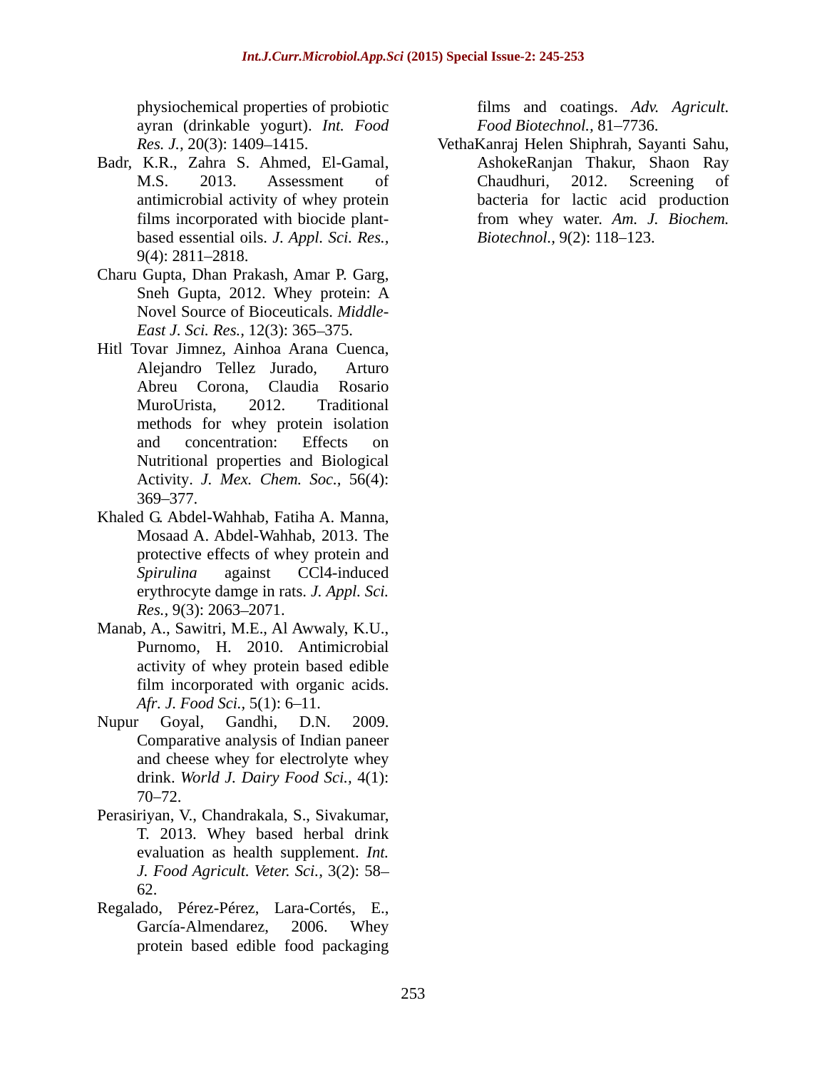physiochemical properties of probiotic ayran (drinkable yogurt). *Int. Food Res. J.,* 20(3): 1409–1415.

Badr, K.R., Zahra S. Ahmed, El-Gamal, M.S. 2013. Assessment of antimicrobial activity of whey protein films incorporated with biocide plant-based essential oils. *J. Appl. Sci. Res.,* 9(4): 2811–2818.

Charu Gupta, Dhan Prakash, Amar P. Garg, Sneh Gupta, 2012. Whey protein: A Novel Source of Bioceuticals. *Middle-East J. Sci. Res.,* 12(3): 365–375.

Hitl Tovar Jimnez, Ainhoa Arana Cuenca, Alejandro Tellez Jurado, Arturo Abreu Corona, Claudia Rosario MuroUrista, 2012. Traditional methods for whey protein isolation and concentration: Effects on Nutritional properties and Biological Activity. *J. Mex. Chem. Soc.,* 56(4): 369–377.

Khaled G. Abdel-Wahhab, Fatiha A. Manna, Mosaad A. Abdel-Wahhab, 2013. The protective effects of whey protein and *Spirulina* against CCl4-induced erythrocyte damge in rats. *J. Appl. Sci. Res.,* 9(3): 2063–2071.

Manab, A., Sawitri, M.E., Al Awwaly, K.U., Purnomo, H. 2010. Antimicrobial activity of whey protein based edible film incorporated with organic acids. *Afr. J. Food Sci.,* 5(1): 6–11.

Nupur Goyal, Gandhi, D.N. 2009. Comparative analysis of Indian paneer and cheese whey for electrolyte whey drink. *World J. Dairy Food Sci.,* 4(1): 70–72.

Perasiriyan, V., Chandrakala, S., Sivakumar, T. 2013. Whey based herbal drink evaluation as health supplement. *Int. J. Food Agricult. Veter. Sci.,* 3(2): 58–62.

Regalado, Pérez-Pérez, Lara-Cortés, E., García-Almendarez, 2006. Whey protein based edible food packaging films and coatings. *Adv. Agricult. Food Biotechnol.,* 81–7736.

VethaKanraj Helen Shiphrah, Sayanti Sahu, AshokeRanjan Thakur, Shaon Ray Chaudhuri, 2012. Screening of bacteria for lactic acid production from whey water. *Am. J. Biochem. Biotechnol.,* 9(2): 118–123.